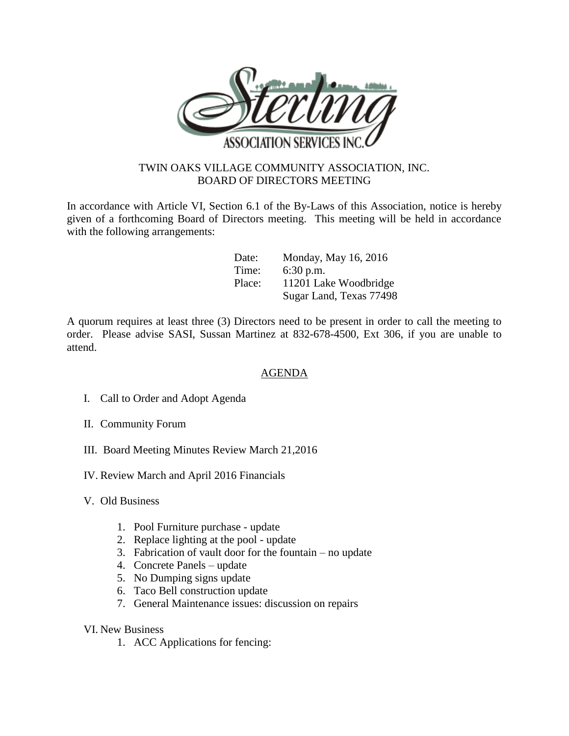Sterling

ASSOCIATION SERVICES INC.

# TWIN OAKS VILLAGE COMMUNITY ASSOCIATION, INC.
## BOARD OF DIRECTORS MEETING

In accordance with Article VI, Section 6.1 of the By-Laws of this Association, notice is hereby given of a forthcoming Board of Directors meeting. This meeting will be held in accordance with the following arrangements:

Date: Monday, May 16, 2016
Time: 6:30 p.m.
Place: 11201 Lake Woodbridge
Sugar Land, Texas 77498

A quorum requires at least three (3) Directors need to be present in order to call the meeting to order. Please advise SASI, Sussan Martinez at 832-678-4500, Ext 306, if you are unable to attend.

## AGENDA

I. Call to Order and Adopt Agenda

II. Community Forum

III. Board Meeting Minutes Review March 21,2016

IV. Review March and April 2016 Financials

V. Old Business

1. Pool Furniture purchase - update
2. Replace lighting at the pool - update
3. Fabrication of vault door for the fountain – no update
4. Concrete Panels – update
5. No Dumping signs update
6. Taco Bell construction update
7. General Maintenance issues: discussion on repairs

VI. New Business

1. ACC Applications for fencing: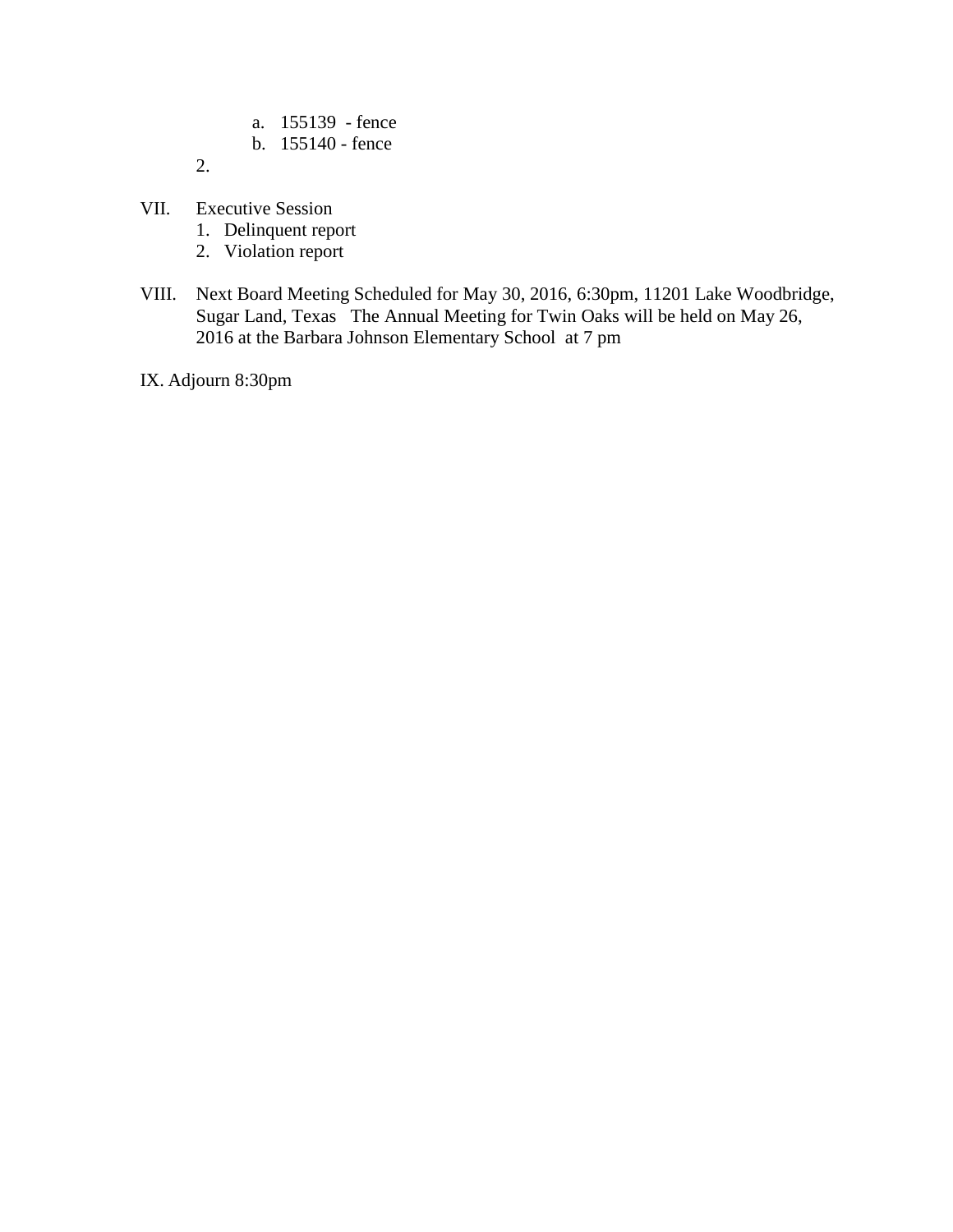a. 155139 - fence
   b. 155140 - fence

2.

VII. Executive Session

1. Delinquent report
2. Violation report

VIII. Next Board Meeting Scheduled for May 30, 2016, 6:30pm, 11201 Lake Woodbridge, Sugar Land, Texas   The Annual Meeting for Twin Oaks will be held on May 26, 2016 at the Barbara Johnson Elementary School at 7 pm

IX. Adjourn 8:30pm